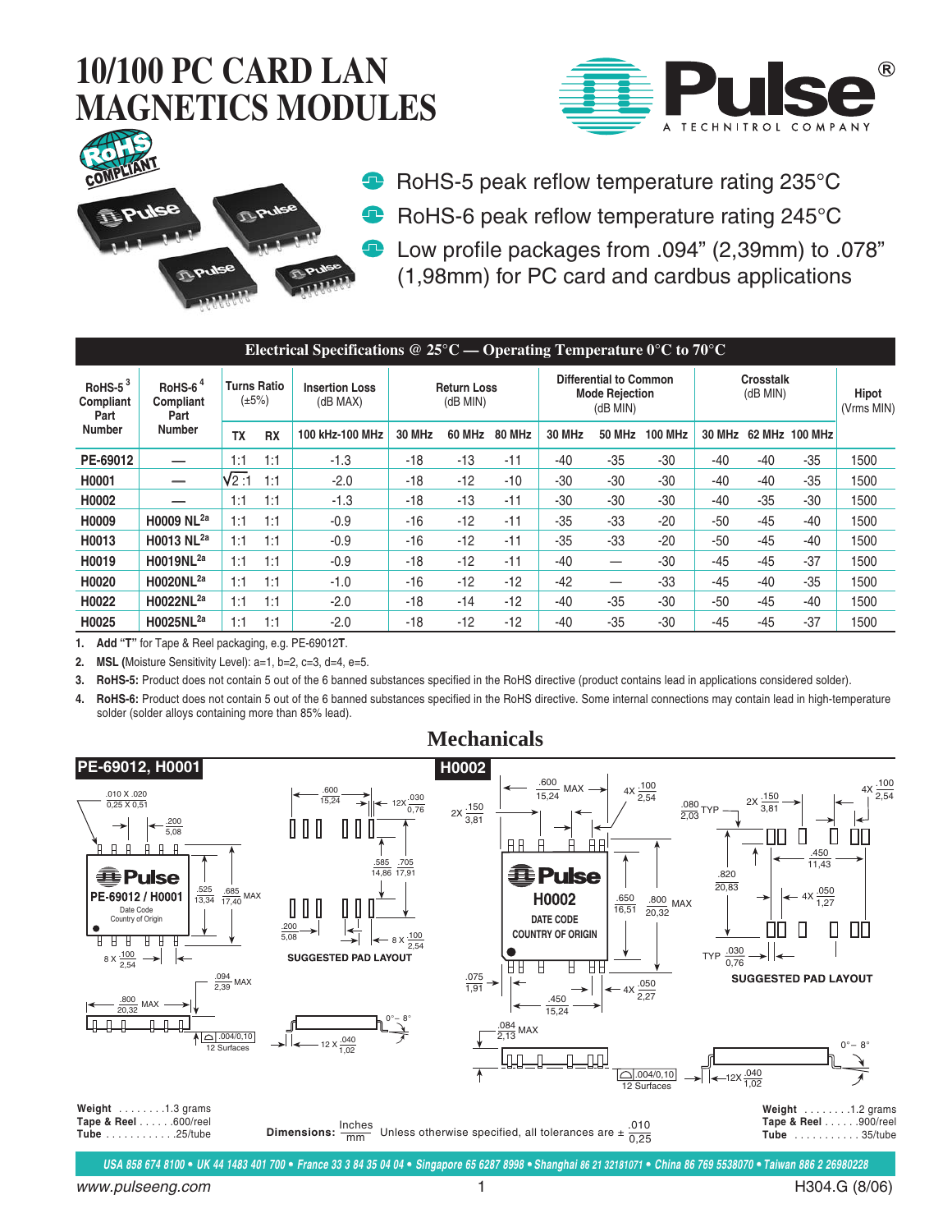# 10/100 PC CARD LAN MAGNETICS MODULES

- RoHS-5 peak reflow temperature rating 235°C
- RoHS-6 peak reflow temperature rating 245°C
- Low profile packages from .094" (2,39mm) to .078" (1,98mm) for PC card and cardbus applications

## Electrical Specifications @ 25°C — Operating Temperature 0°C to 70°C

| RoHS-5[3] Compliant Part Number | RoHS-6[4] Compliant Part Number | Turns Ratio (±5%) | | Insertion Loss (dB MAX) | Return Loss (dB MIN) | | | Differential to Common Mode Rejection (dB MIN) | | | Crosstalk (dB MIN) | | | Hipot (Vrms MIN) |
|---|---|---|---|---|---|---|---|---|---|---|---|---|---|---|
| | | TX | RX | 100 kHz-100 MHz | 30 MHz | 60 MHz | 80 MHz | 30 MHz | 50 MHz | 100 MHz | 30 MHz | 62 MHz | 100 MHz | |
| PE-69012 | — | 1:1 | 1:1 | -1.3 | -18 | -13 | -11 | -40 | -35 | -30 | -40 | -40 | -35 | 1500 |
| H0001 | — | $\sqrt{2}$:1 | 1:1 | -2.0 | -18 | -12 | -10 | -30 | -30 | -30 | -40 | -40 | -35 | 1500 |
| H0002 | — | 1:1 | 1:1 | -1.3 | -18 | -13 | -11 | -30 | -30 | -30 | -40 | -35 | -30 | 1500 |
| H0009 | H0009 NL[2a] | 1:1 | 1:1 | -0.9 | -16 | -12 | -11 | -35 | -33 | -20 | -50 | -45 | -40 | 1500 |
| H0013 | H0013 NL[2a] | 1:1 | 1:1 | -0.9 | -16 | -12 | -11 | -35 | -33 | -20 | -50 | -45 | -40 | 1500 |
| H0019 | H0019NL[2a] | 1:1 | 1:1 | -0.9 | -18 | -12 | -11 | -40 | — | -30 | -45 | -45 | -37 | 1500 |
| H0020 | H0020NL[2a] | 1:1 | 1:1 | -1.0 | -16 | -12 | -12 | -42 | — | -33 | -45 | -40 | -35 | 1500 |
| H0022 | H0022NL[2a] | 1:1 | 1:1 | -2.0 | -18 | -14 | -12 | -40 | -35 | -30 | -50 | -45 | -40 | 1500 |
| H0025 | H0025NL[2a] | 1:1 | 1:1 | -2.0 | -18 | -12 | -12 | -40 | -35 | -30 | -45 | -45 | -37 | 1500 |

1. **Add "T"** for Tape & Reel packaging, e.g. PE-69012**T**.
2. **MSL (**Moisture Sensitivity Level): a=1, b=2, c=3, d=4, e=5.
3. **RoHS-5:** Product does not contain 5 out of the 6 banned substances specified in the RoHS directive (product contains lead in applications considered solder).
4. **RoHS-6:** Product does not contain 5 out of the 6 banned substances specified in the RoHS directive. Some internal connections may contain lead in high-temperature solder (solder alloys containing more than 85% lead).

## Mechanicals

### PE-69012, H0001

PE-69012 / H0001
Date Code
Country of Origin

SUGGESTED PAD LAYOUT

Weight . . . . . . . .1.3 grams
Tape & Reel . . . . . .600/reel
Tube . . . . . . . . . . . .25/tube

### H0002

H0002
DATE CODE
COUNTRY OF ORIGIN

SUGGESTED PAD LAYOUT

Weight . . . . . . . .1.2 grams
Tape & Reel . . . . . .900/reel
Tube . . . . . . . . . . . 35/tube

**Dimensions:** $\frac{\text{Inches}}{\text{mm}}$ Unless otherwise specified, all tolerances are ± $\frac{.010}{0,25}$

USA 858 674 8100 • UK 44 1483 401 700 • France 33 3 84 35 04 04 • Singapore 65 6287 8998 • Shanghai 86 21 32181071 • China 86 769 5538070 • Taiwan 886 2 26980228

www.pulseeng.com

H304.G (8/06)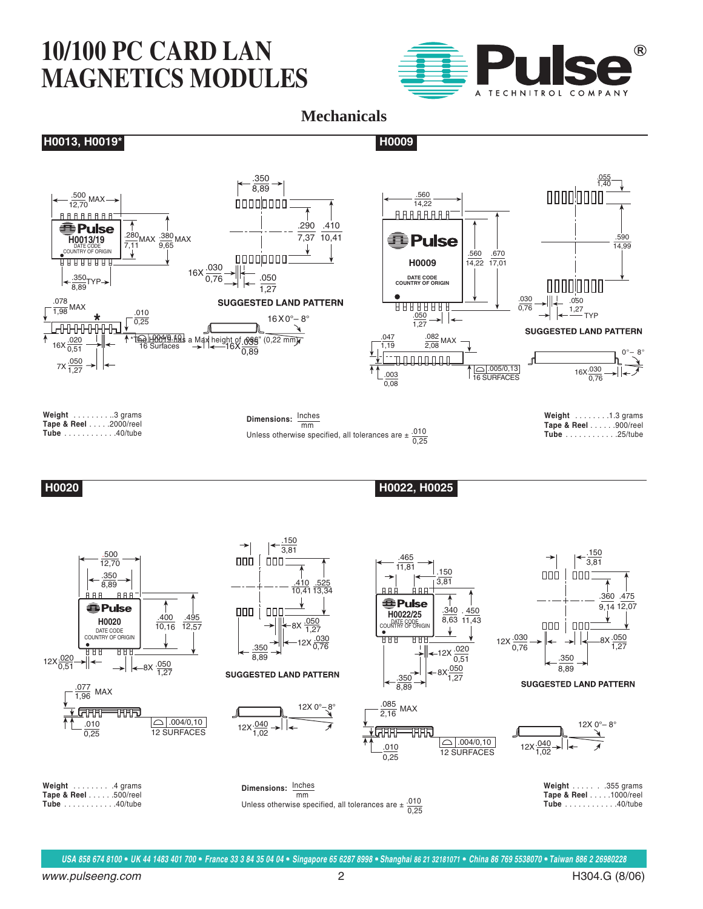# 10/100 PC CARD LAN MAGNETICS MODULES

## Mechanicals

### H0013, H0019*

*The H0019 has a Max height of .035" (0,22 mm)

SUGGESTED LAND PATTERN

**Weight** . . . . . . . . . .3 grams
**Tape & Reel** . . . . .2000/reel
**Tube** . . . . . . . . . . .40/tube

### H0009

SUGGESTED LAND PATTERN

**Weight** . . . . . . . .1.3 grams
**Tape & Reel** . . . . . .900/reel
**Tube** . . . . . . . . . . .25/tube

Dimensions: $\frac{\text{Inches}}{\text{mm}}$
Unless otherwise specified, all tolerances are ± $\frac{.010}{0,25}$

### H0020

SUGGESTED LAND PATTERN

**Weight** . . . . . . . . .4 grams
**Tape & Reel** . . . . . .500/reel
**Tube** . . . . . . . . . . .40/tube

### H0022, H0025

SUGGESTED LAND PATTERN

**Weight** . . . . . . .355 grams
**Tape & Reel** . . . . .1000/reel
**Tube** . . . . . . . . . . .40/tube

Dimensions: $\frac{\text{Inches}}{\text{mm}}$
Unless otherwise specified, all tolerances are ± $\frac{.010}{0,25}$

USA 858 674 8100 • UK 44 1483 401 700 • France 33 3 84 35 04 04 • Singapore 65 6287 8998 • Shanghai 86 21 32181071 • China 86 769 5538070 • Taiwan 886 2 26980228

www.pulseeng.com

H304.G (8/06)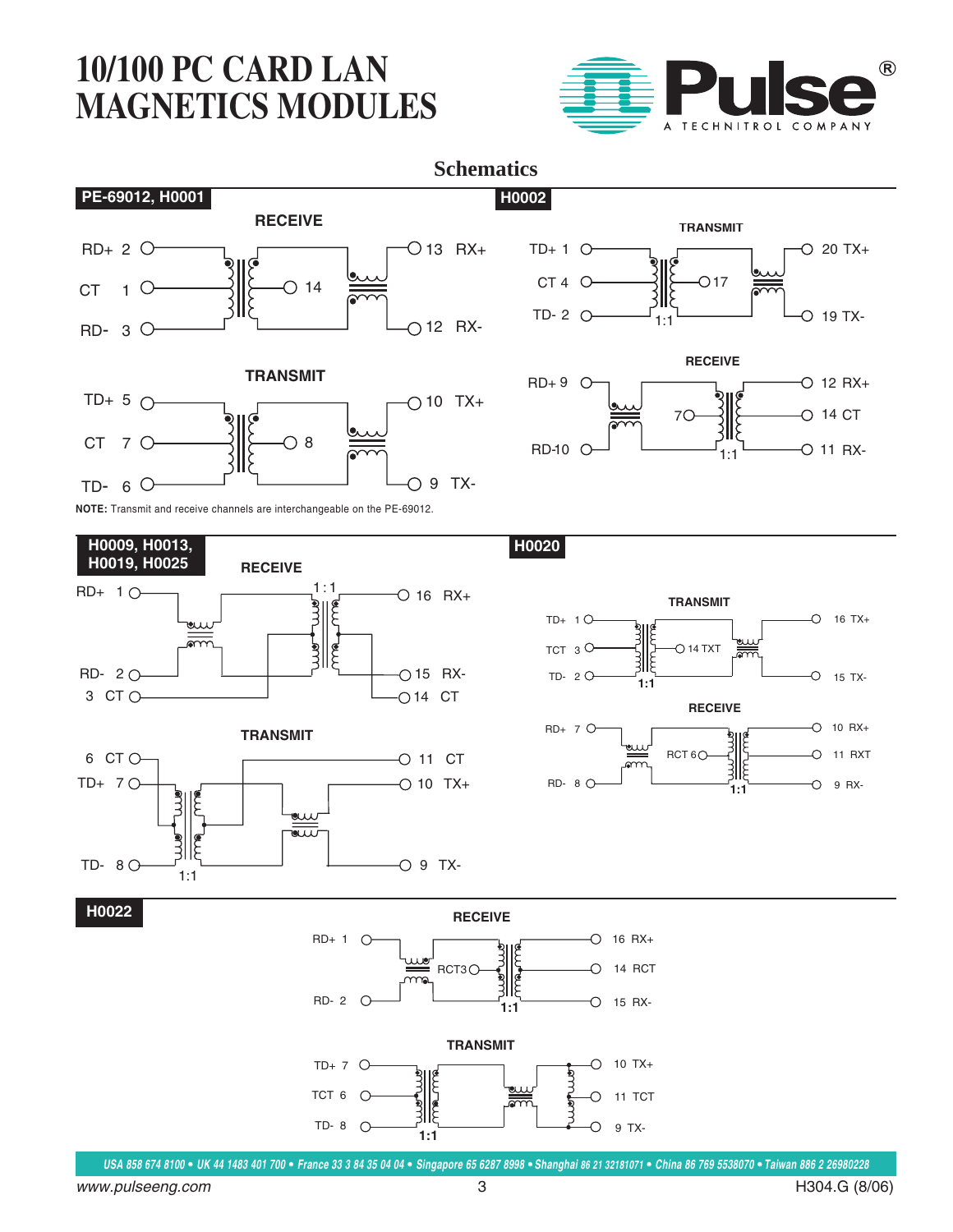# 10/100 PC CARD LAN MAGNETICS MODULES

## Schematics

### PE-69012, H0001

**RECEIVE**

RD+ 2, CT 1, RD- 3, 14, 13 RX+, 12 RX-

**TRANSMIT**

TD+ 5, CT 7, TD- 6, 8, 10 TX+, 9 TX-

**NOTE:** Transmit and receive channels are interchangeable on the PE-69012.

### H0002

**TRANSMIT**

TD+ 1, CT 4, TD- 2, 17, 1:1, 20 TX+, 19 TX-

**RECEIVE**

RD+ 9, RD-10, 7, 1:1, 12 RX+, 14 CT, 11 RX-

### H0009, H0013, H0019, H0025

**RECEIVE**

RD+ 1, RD- 2, 3 CT, 1:1, 16 RX+, 15 RX-, 14 CT

**TRANSMIT**

6 CT, TD+ 7, TD- 8, 1:1, 11 CT, 10 TX+, 9 TX-

### H0020

**TRANSMIT**

TD+ 1, TCT 3, TD- 2, 14 TXT, 1:1, 16 TX+, 15 TX-

**RECEIVE**

RD+ 7, RD- 8, RCT 6, 1:1, 10 RX+, 11 RXT, 9 RX-

### H0022

**RECEIVE**

RD+ 1, RD- 2, RCT3, 1:1, 16 RX+, 14 RCT, 15 RX-

**TRANSMIT**

TD+ 7, TCT 6, TD- 8, 1:1, 10 TX+, 11 TCT, 9 TX-

USA 858 674 8100 • UK 44 1483 401 700 • France 33 3 84 35 04 04 • Singapore 65 6287 8998 • Shanghai 86 21 32181071 • China 86 769 5538070 • Taiwan 886 2 26980228

www.pulseeng.com

H304.G (8/06)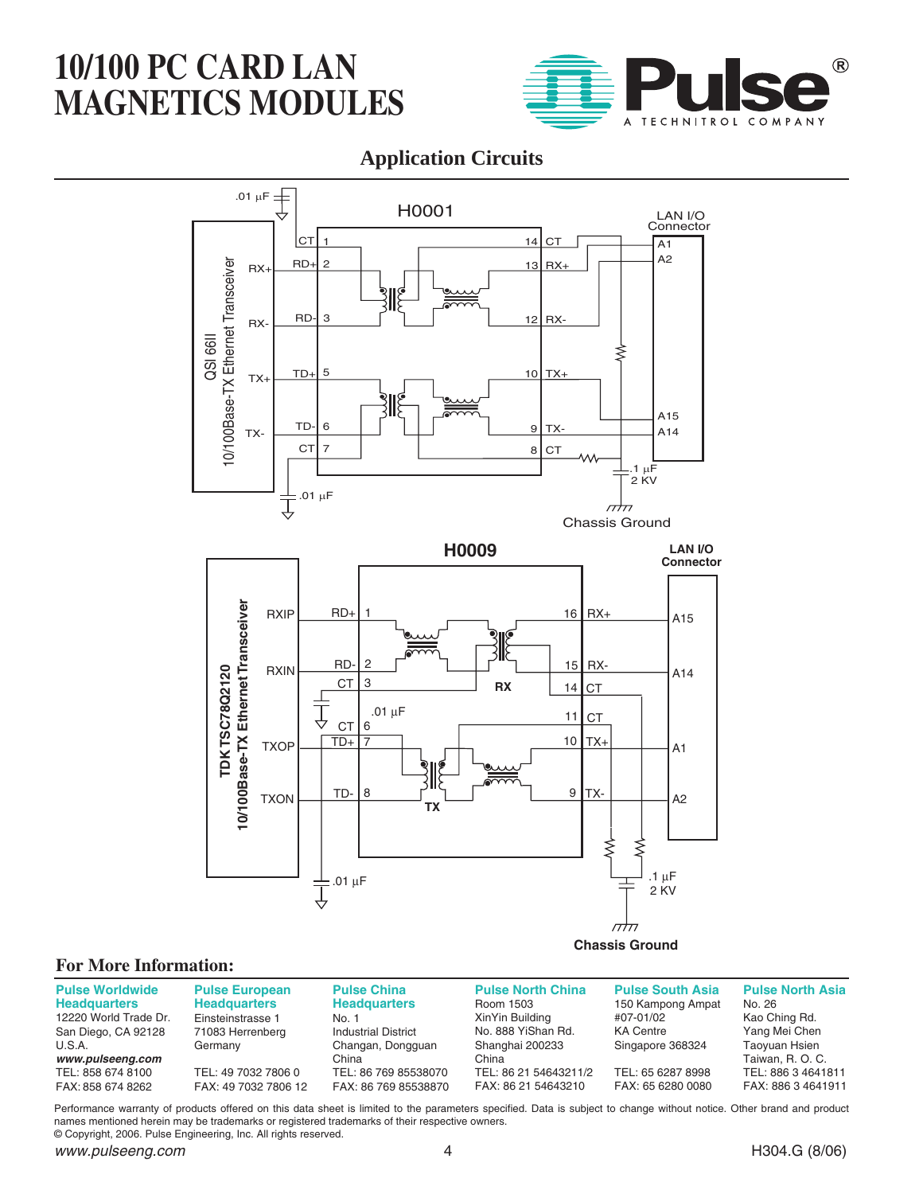# 10/100 PC CARD LAN MAGNETICS MODULES

## Application Circuits

H0001

.01 µF

QSI 6611
10/100Base-TX Ethernet Transceiver

RX+
RX-
TX+
TX-

CT 1
RD+ 2
RD- 3
TD+ 5
TD- 6
CT 7

14 CT
13 RX+
12 RX-
10 TX+
9 TX-
8 CT

LAN I/O Connector

A1
A2
A15
A14

.01 µF

.1 µF
2 KV

Chassis Ground

**H0009**

**TDK TSC78Q2120**
**10/100Base-TX Ethernet Transceiver**

RXIP
RXIN
TXOP
TXON

RD+ 1
RD- 2
CT 3
CT 6
TD+ 7
TD- 8

.01 µF

16 RX+
15 RX-
14 CT
11 CT
10 TX+
9 TX-

**RX**
**TX**

**LAN I/O Connector**

A15
A14
A1
A2

.01 µF

.1 µF
2 KV

**Chassis Ground**

## For More Information:

**Pulse Worldwide Headquarters**
12220 World Trade Dr.
San Diego, CA 92128
U.S.A.
***www.pulseeng.com***
TEL: 858 674 8100
FAX: 858 674 8262

**Pulse European Headquarters**
Einsteinstrasse 1
71083 Herrenberg
Germany
TEL: 49 7032 7806 0
FAX: 49 7032 7806 12

**Pulse China Headquarters**
No. 1
Industrial District
Changan, Dongguan
China
TEL: 86 769 85538070
FAX: 86 769 85538870

**Pulse North China**
Room 1503
XinYin Building
No. 888 YiShan Rd.
Shanghai 200233
China
TEL: 86 21 54643211/2
FAX: 86 21 54643210

**Pulse South Asia**
150 Kampong Ampat
#07-01/02
KA Centre
Singapore 368324
TEL: 65 6287 8998
FAX: 65 6280 0080

**Pulse North Asia**
No. 26
Kao Ching Rd.
Yang Mei Chen
Taoyuan Hsien
Taiwan, R. O. C.
TEL: 886 3 4641811
FAX: 886 3 4641911

Performance warranty of products offered on this data sheet is limited to the parameters specified. Data is subject to change without notice. Other brand and product names mentioned herein may be trademarks or registered trademarks of their respective owners.
© Copyright, 2006. Pulse Engineering, Inc. All rights reserved.

*www.pulseeng.com* H304.G (8/06)